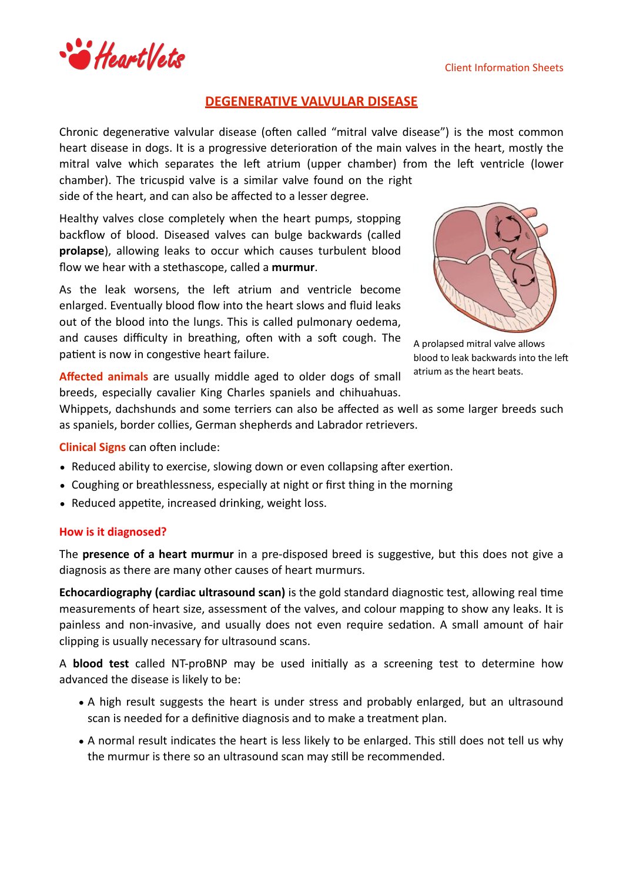# DEGENERATIVE VALVULAR DISEASE

Chronic degenerative valvular disease (often called "mitral valve disease") is the most common heart disease in dogs. It is a progressive deterioration of the main valves in the heart, mostly the mitral valve which separates the left atrium (upper chamber) from the left ventricle (lower chamber). The tricuspid valve is a similar valve found on the right side of the heart, and can also be affected to a lesser degree.

Healthy valves close completely when the heart pumps, stopping backflow of blood. Diseased valves can bulge backwards (called **prolapse**), allowing leaks to occur which causes turbulent blood flow we hear with a stethoscope, called a **murmur**.

As the leak worsens, the left atrium and ventricle become enlarged. Eventually blood flow into the heart slows and fluid leaks out of the blood into the lungs. This is called pulmonary oedema, and causes difficulty in breathing, often with a soft cough. The patient is now in congestive heart failure.

A prolapsed mitral valve allows blood to leak backwards into the left atrium as the heart beats.

**Affected animals** are usually middle aged to older dogs of small breeds, especially cavalier King Charles spaniels and chihuahuas. Whippets, dachshunds and some terriers can also be affected as well as some larger breeds such as spaniels, border collies, German shepherds and Labrador retrievers.

**Clinical Signs** can often include:

- Reduced ability to exercise, slowing down or even collapsing after exertion.
- Coughing or breathlessness, especially at night or first thing in the morning
- Reduced appetite, increased drinking, weight loss.

## How is it diagnosed?

The **presence of a heart murmur** in a pre-disposed breed is suggestive, but this does not give a diagnosis as there are many other causes of heart murmurs.

**Echocardiography (cardiac ultrasound scan)** is the gold standard diagnostic test, allowing real time measurements of heart size, assessment of the valves, and colour mapping to show any leaks. It is painless and non-invasive, and usually does not even require sedation. A small amount of hair clipping is usually necessary for ultrasound scans.

A **blood test** called NT-proBNP may be used initially as a screening test to determine how advanced the disease is likely to be:

- A high result suggests the heart is under stress and probably enlarged, but an ultrasound scan is needed for a definitive diagnosis and to make a treatment plan.
- A normal result indicates the heart is less likely to be enlarged. This still does not tell us why the murmur is there so an ultrasound scan may still be recommended.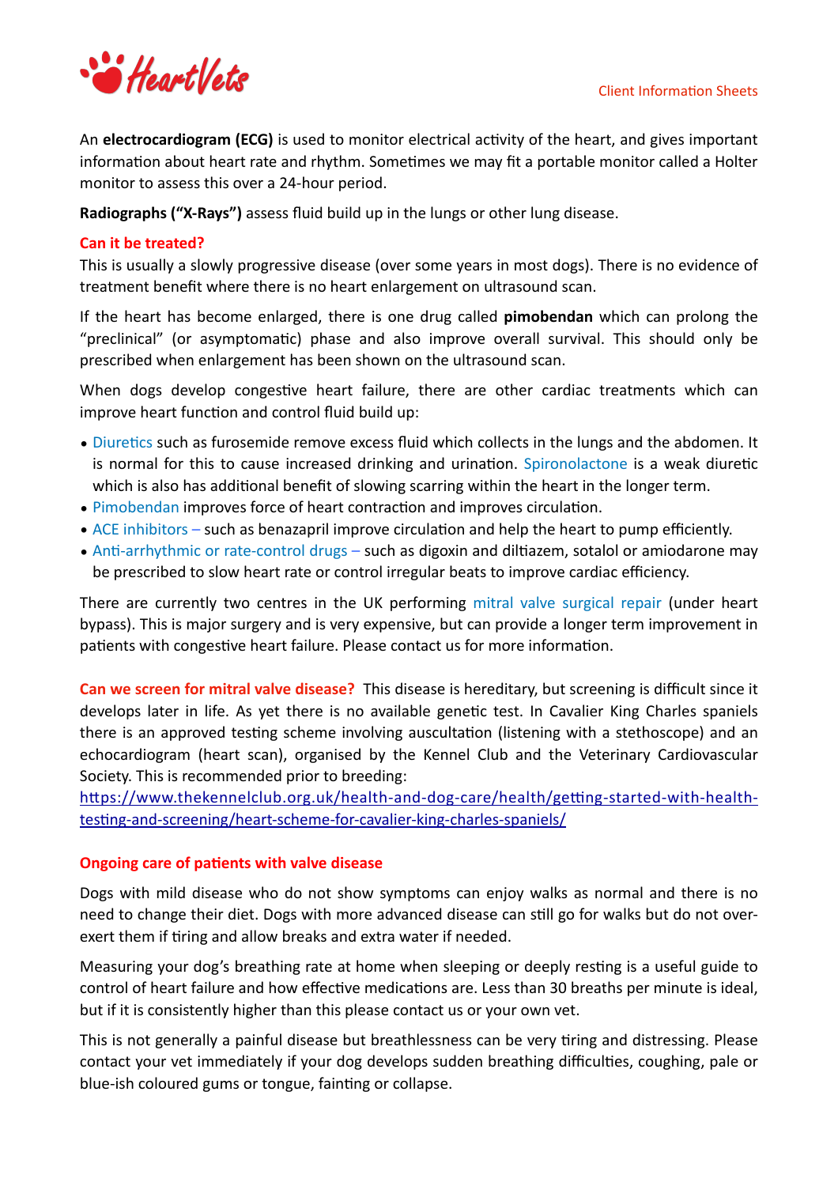An **electrocardiogram (ECG)** is used to monitor electrical activity of the heart, and gives important information about heart rate and rhythm. Sometimes we may fit a portable monitor called a Holter monitor to assess this over a 24-hour period.

**Radiographs ("X-Rays")** assess fluid build up in the lungs or other lung disease.

## Can it be treated?

This is usually a slowly progressive disease (over some years in most dogs). There is no evidence of treatment benefit where there is no heart enlargement on ultrasound scan.

If the heart has become enlarged, there is one drug called **pimobendan** which can prolong the "preclinical" (or asymptomatic) phase and also improve overall survival. This should only be prescribed when enlargement has been shown on the ultrasound scan.

When dogs develop congestive heart failure, there are other cardiac treatments which can improve heart function and control fluid build up:

- Diuretics such as furosemide remove excess fluid which collects in the lungs and the abdomen. It is normal for this to cause increased drinking and urination. Spironolactone is a weak diuretic which is also has additional benefit of slowing scarring within the heart in the longer term.
- Pimobendan improves force of heart contraction and improves circulation.
- ACE inhibitors – such as benazapril improve circulation and help the heart to pump efficiently.
- Anti-arrhythmic or rate-control drugs – such as digoxin and diltiazem, sotalol or amiodarone may be prescribed to slow heart rate or control irregular beats to improve cardiac efficiency.

There are currently two centres in the UK performing mitral valve surgical repair (under heart bypass). This is major surgery and is very expensive, but can provide a longer term improvement in patients with congestive heart failure. Please contact us for more information.

**Can we screen for mitral valve disease?** This disease is hereditary, but screening is difficult since it develops later in life. As yet there is no available genetic test. In Cavalier King Charles spaniels there is an approved testing scheme involving auscultation (listening with a stethoscope) and an echocardiogram (heart scan), organised by the Kennel Club and the Veterinary Cardiovascular Society. This is recommended prior to breeding:
https://www.thekennelclub.org.uk/health-and-dog-care/health/getting-started-with-health-testing-and-screening/heart-scheme-for-cavalier-king-charles-spaniels/

## Ongoing care of patients with valve disease

Dogs with mild disease who do not show symptoms can enjoy walks as normal and there is no need to change their diet. Dogs with more advanced disease can still go for walks but do not over-exert them if tiring and allow breaks and extra water if needed.

Measuring your dog's breathing rate at home when sleeping or deeply resting is a useful guide to control of heart failure and how effective medications are. Less than 30 breaths per minute is ideal, but if it is consistently higher than this please contact us or your own vet.

This is not generally a painful disease but breathlessness can be very tiring and distressing. Please contact your vet immediately if your dog develops sudden breathing difficulties, coughing, pale or blue-ish coloured gums or tongue, fainting or collapse.